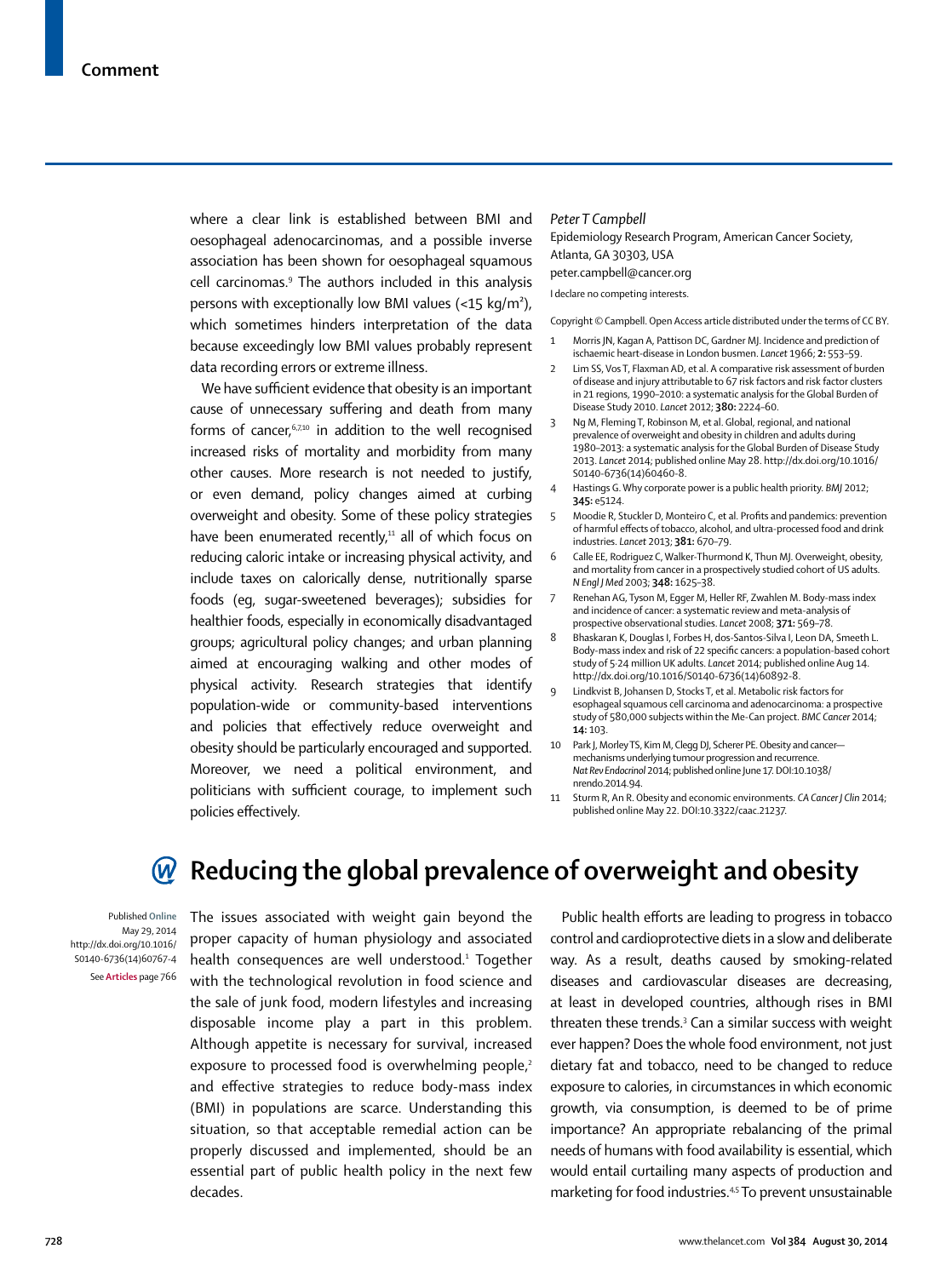where a clear link is established between BMI and oesophageal adenocarcinomas, and a possible inverse association has been shown for oesophageal squamous cell carcinomas.[9] The authors included in this analysis persons with exceptionally low BMI values (<15 kg/m²), which sometimes hinders interpretation of the data because exceedingly low BMI values probably represent data recording errors or extreme illness.

We have sufficient evidence that obesity is an important cause of unnecessary suffering and death from many forms of cancer,[6,7,10] in addition to the well recognised increased risks of mortality and morbidity from many other causes. More research is not needed to justify, or even demand, policy changes aimed at curbing overweight and obesity. Some of these policy strategies have been enumerated recently,[11] all of which focus on reducing caloric intake or increasing physical activity, and include taxes on calorically dense, nutritionally sparse foods (eg, sugar-sweetened beverages); subsidies for healthier foods, especially in economically disadvantaged groups; agricultural policy changes; and urban planning aimed at encouraging walking and other modes of physical activity. Research strategies that identify population-wide or community-based interventions and policies that effectively reduce overweight and obesity should be particularly encouraged and supported. Moreover, we need a political environment, and politicians with sufficient courage, to implement such policies effectively.

*Peter T Campbell*
Epidemiology Research Program, American Cancer Society, Atlanta, GA 30303, USA
peter.campbell@cancer.org

I declare no competing interests.

Copyright © Campbell. Open Access article distributed under the terms of CC BY.

1. Morris JN, Kagan A, Pattison DC, Gardner MJ. Incidence and prediction of ischaemic heart-disease in London busmen. *Lancet* 1966; **2:** 553–59.
2. Lim SS, Vos T, Flaxman AD, et al. A comparative risk assessment of burden of disease and injury attributable to 67 risk factors and risk factor clusters in 21 regions, 1990–2010: a systematic analysis for the Global Burden of Disease Study 2010. *Lancet* 2012; **380:** 2224–60.
3. Ng M, Fleming T, Robinson M, et al. Global, regional, and national prevalence of overweight and obesity in children and adults during 1980–2013: a systematic analysis for the Global Burden of Disease Study 2013. *Lancet* 2014; published online May 28. http://dx.doi.org/10.1016/S0140-6736(14)60460-8.
4. Hastings G. Why corporate power is a public health priority. *BMJ* 2012; **345:** e5124.
5. Moodie R, Stuckler D, Monteiro C, et al. Profits and pandemics: prevention of harmful effects of tobacco, alcohol, and ultra-processed food and drink industries. *Lancet* 2013; **381:** 670–79.
6. Calle EE, Rodriguez C, Walker-Thurmond K, Thun MJ. Overweight, obesity, and mortality from cancer in a prospectively studied cohort of US adults. *N Engl J Med* 2003; **348:** 1625–38.
7. Renehan AG, Tyson M, Egger M, Heller RF, Zwahlen M. Body-mass index and incidence of cancer: a systematic review and meta-analysis of prospective observational studies. *Lancet* 2008; **371:** 569–78.
8. Bhaskaran K, Douglas I, Forbes H, dos-Santos-Silva I, Leon DA, Smeeth L. Body-mass index and risk of 22 specific cancers: a population-based cohort study of 5·24 million UK adults. *Lancet* 2014; published online Aug 14. http://dx.doi.org/10.1016/S0140-6736(14)60892-8.
9. Lindkvist B, Johansen D, Stocks T, et al. Metabolic risk factors for esophageal squamous cell carcinoma and adenocarcinoma: a prospective study of 580,000 subjects within the Me-Can project. *BMC Cancer* 2014; **14:** 103.
10. Park J, Morley TS, Kim M, Clegg DJ, Scherer PE. Obesity and cancer—mechanisms underlying tumour progression and recurrence. *Nat Rev Endocrinol* 2014; published online June 17. DOI:10.1038/nrendo.2014.94.
11. Sturm R, An R. Obesity and economic environments. *CA Cancer J Clin* 2014; published online May 22. DOI:10.3322/caac.21237.

# Reducing the global prevalence of overweight and obesity

Published **Online** May 29, 2014 http://dx.doi.org/10.1016/S0140-6736(14)60767-4

See **Articles** page 766

The issues associated with weight gain beyond the proper capacity of human physiology and associated health consequences are well understood.[1] Together with the technological revolution in food science and the sale of junk food, modern lifestyles and increasing disposable income play a part in this problem. Although appetite is necessary for survival, increased exposure to processed food is overwhelming people,[2] and effective strategies to reduce body-mass index (BMI) in populations are scarce. Understanding this situation, so that acceptable remedial action can be properly discussed and implemented, should be an essential part of public health policy in the next few decades.

Public health efforts are leading to progress in tobacco control and cardioprotective diets in a slow and deliberate way. As a result, deaths caused by smoking-related diseases and cardiovascular diseases are decreasing, at least in developed countries, although rises in BMI threaten these trends.[3] Can a similar success with weight ever happen? Does the whole food environment, not just dietary fat and tobacco, need to be changed to reduce exposure to calories, in circumstances in which economic growth, via consumption, is deemed to be of prime importance? An appropriate rebalancing of the primal needs of humans with food availability is essential, which would entail curtailing many aspects of production and marketing for food industries.[4,5] To prevent unsustainable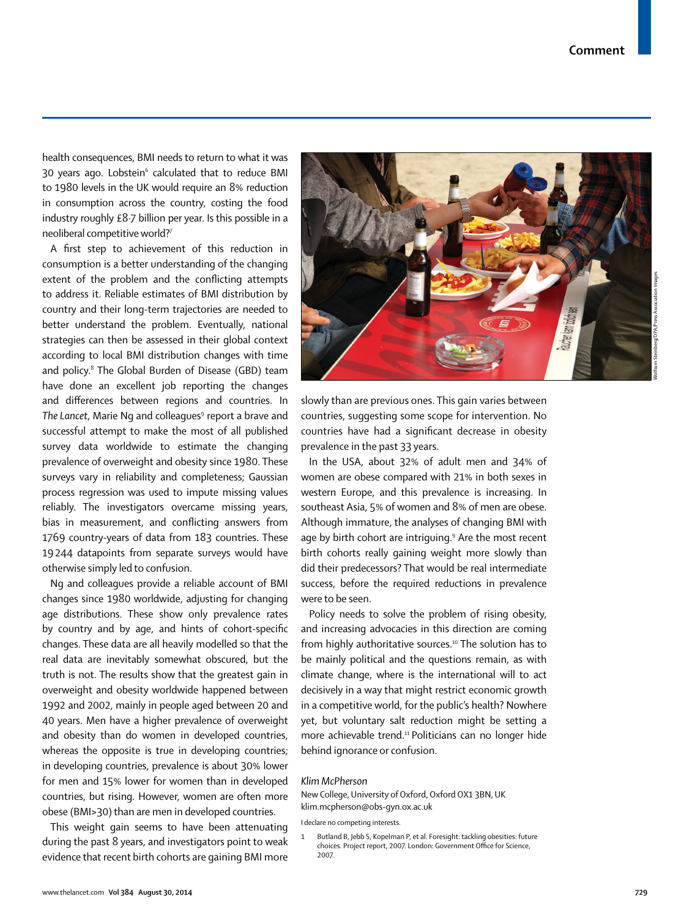health consequences, BMI needs to return to what it was 30 years ago. Lobstein[6] calculated that to reduce BMI to 1980 levels in the UK would require an 8% reduction in consumption across the country, costing the food industry roughly £8·7 billion per year. Is this possible in a neoliberal competitive world?[7]

A first step to achievement of this reduction in consumption is a better understanding of the changing extent of the problem and the conflicting attempts to address it. Reliable estimates of BMI distribution by country and their long-term trajectories are needed to better understand the problem. Eventually, national strategies can then be assessed in their global context according to local BMI distribution changes with time and policy.[8] The Global Burden of Disease (GBD) team have done an excellent job reporting the changes and differences between regions and countries. In *The Lancet*, Marie Ng and colleagues[9] report a brave and successful attempt to make the most of all published survey data worldwide to estimate the changing prevalence of overweight and obesity since 1980. These surveys vary in reliability and completeness; Gaussian process regression was used to impute missing values reliably. The investigators overcame missing years, bias in measurement, and conflicting answers from 1769 country-years of data from 183 countries. These 19 244 datapoints from separate surveys would have otherwise simply led to confusion.

Ng and colleagues provide a reliable account of BMI changes since 1980 worldwide, adjusting for changing age distributions. These show only prevalence rates by country and by age, and hints of cohort-specific changes. These data are all heavily modelled so that the real data are inevitably somewhat obscured, but the truth is not. The results show that the greatest gain in overweight and obesity worldwide happened between 1992 and 2002, mainly in people aged between 20 and 40 years. Men have a higher prevalence of overweight and obesity than do women in developed countries, whereas the opposite is true in developing countries; in developing countries, prevalence is about 30% lower for men and 15% lower for women than in developed countries, but rising. However, women are often more obese (BMI>30) than are men in developed countries.

This weight gain seems to have been attenuating during the past 8 years, and investigators point to weak evidence that recent birth cohorts are gaining BMI more slowly than are previous ones. This gain varies between countries, suggesting some scope for intervention. No countries have had a significant decrease in obesity prevalence in the past 33 years.

In the USA, about 32% of adult men and 34% of women are obese compared with 21% in both sexes in western Europe, and this prevalence is increasing. In southeast Asia, 5% of women and 8% of men are obese. Although immature, the analyses of changing BMI with age by birth cohort are intriguing.[9] Are the most recent birth cohorts really gaining weight more slowly than did their predecessors? That would be real intermediate success, before the required reductions in prevalence were to be seen.

Policy needs to solve the problem of rising obesity, and increasing advocacies in this direction are coming from highly authoritative sources.[10] The solution has to be mainly political and the questions remain, as with climate change, where is the international will to act decisively in a way that might restrict economic growth in a competitive world, for the public's health? Nowhere yet, but voluntary salt reduction might be setting a more achievable trend.[11] Politicians can no longer hide behind ignorance or confusion.

Wolfram Steinberg/DPA/Press Association Images

*Klim McPherson*

New College, University of Oxford, Oxford OX1 3BN, UK
klim.mcpherson@obs-gyn.ox.ac.uk

I declare no competing interests.

1 Butland B, Jebb S, Kopelman P, et al. Foresight: tackling obesities: future choices. Project report, 2007. London: Government Office for Science, 2007.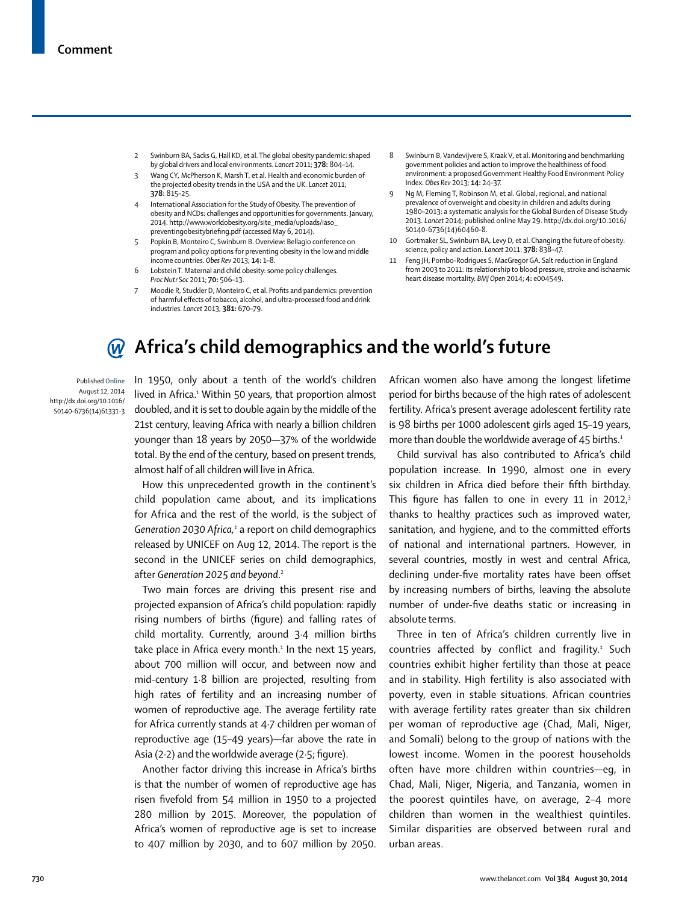2 Swinburn BA, Sacks G, Hall KD, et al. The global obesity pandemic: shaped by global drivers and local environments. *Lancet* 2011; **378:** 804–14.

3 Wang CY, McPherson K, Marsh T, et al. Health and economic burden of the projected obesity trends in the USA and the UK. *Lancet* 2011; **378:** 815–25.

4 International Association for the Study of Obesity. The prevention of obesity and NCDs: challenges and opportunities for governments. January, 2014. http://www.worldobesity.org/site_media/uploads/iaso_preventingobesitybriefing.pdf (accessed May 6, 2014).

5 Popkin B, Monteiro C, Swinburn B. Overview: Bellagio conference on program and policy options for preventing obesity in the low and middle income countries. *Obes Rev* 2013; **14:** 1–8.

6 Lobstein T. Maternal and child obesity: some policy challenges. *Proc Nutr Soc* 2011; **70:** 506–13.

7 Moodie R, Stuckler D, Monteiro C, et al. Profits and pandemics: prevention of harmful effects of tobacco, alcohol, and ultra-processed food and drink industries. *Lancet* 2013; **381:** 670–79.

8 Swinburn B, Vandevijvere S, Kraak V, et al. Monitoring and benchmarking government policies and action to improve the healthiness of food environment: a proposed Government Healthy Food Environment Policy Index. *Obes Rev* 2013; **14:** 24–37.

9 Ng M, Fleming T, Robinson M, et al. Global, regional, and national prevalence of overweight and obesity in children and adults during 1980–2013: a systematic analysis for the Global Burden of Disease Study 2013. *Lancet* 2014; published online May 29. http://dx.doi.org/10.1016/S0140-6736(14)60460-8.

10 Gortmaker SL, Swinburn BA, Levy D, et al. Changing the future of obesity: science, policy and action. *Lancet* 2011: **378:** 838–47.

11 Feng JH, Pombo-Rodrigues S, MacGregor GA. Salt reduction in England from 2003 to 2011: its relationship to blood pressure, stroke and ischaemic heart disease mortality. *BMJ Open* 2014; **4:** e004549.

# Africa's child demographics and the world's future

Published Online August 12, 2014 http://dx.doi.org/10.1016/S0140-6736(14)61331-3

In 1950, only about a tenth of the world's children lived in Africa.[1] Within 50 years, that proportion almost doubled, and it is set to double again by the middle of the 21st century, leaving Africa with nearly a billion children younger than 18 years by 2050—37% of the worldwide total. By the end of the century, based on present trends, almost half of all children will live in Africa.

How this unprecedented growth in the continent's child population came about, and its implications for Africa and the rest of the world, is the subject of *Generation 2030 Africa*,[1] a report on child demographics released by UNICEF on Aug 12, 2014. The report is the second in the UNICEF series on child demographics, after *Generation 2025 and beyond*.[2]

Two main forces are driving this present rise and projected expansion of Africa's child population: rapidly rising numbers of births (figure) and falling rates of child mortality. Currently, around 3·4 million births take place in Africa every month.[1] In the next 15 years, about 700 million will occur, and between now and mid-century 1·8 billion are projected, resulting from high rates of fertility and an increasing number of women of reproductive age. The average fertility rate for Africa currently stands at 4·7 children per woman of reproductive age (15–49 years)—far above the rate in Asia (2·2) and the worldwide average (2·5; figure).

Another factor driving this increase in Africa's births is that the number of women of reproductive age has risen fivefold from 54 million in 1950 to a projected 280 million by 2015. Moreover, the population of Africa's women of reproductive age is set to increase to 407 million by 2030, and to 607 million by 2050. African women also have among the longest lifetime period for births because of the high rates of adolescent fertility. Africa's present average adolescent fertility rate is 98 births per 1000 adolescent girls aged 15–19 years, more than double the worldwide average of 45 births.[1]

Child survival has also contributed to Africa's child population increase. In 1990, almost one in every six children in Africa died before their fifth birthday. This figure has fallen to one in every 11 in 2012,[3] thanks to healthy practices such as improved water, sanitation, and hygiene, and to the committed efforts of national and international partners. However, in several countries, mostly in west and central Africa, declining under-five mortality rates have been offset by increasing numbers of births, leaving the absolute number of under-five deaths static or increasing in absolute terms.

Three in ten of Africa's children currently live in countries affected by conflict and fragility.[1] Such countries exhibit higher fertility than those at peace and in stability. High fertility is also associated with poverty, even in stable situations. African countries with average fertility rates greater than six children per woman of reproductive age (Chad, Mali, Niger, and Somali) belong to the group of nations with the lowest income. Women in the poorest households often have more children within countries—eg, in Chad, Mali, Niger, Nigeria, and Tanzania, women in the poorest quintiles have, on average, 2–4 more children than women in the wealthiest quintiles. Similar disparities are observed between rural and urban areas.